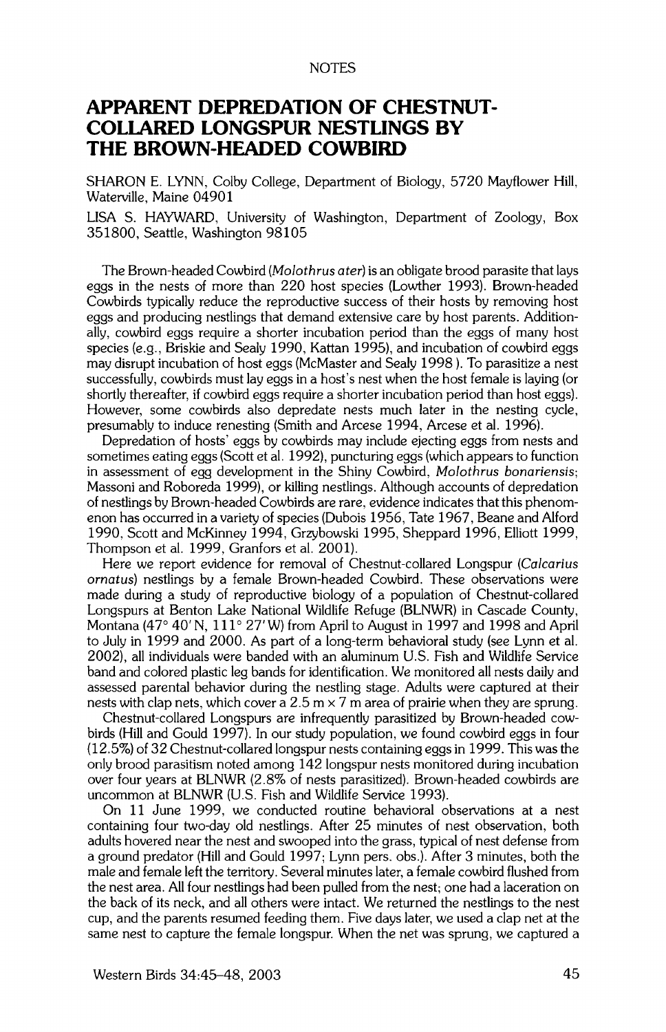NOTES

# APPARENT DEPREDATION OF CHESTNUT-COLLARED LONGSPUR NESTLINGS BY THE BROWN-HEADED COWBIRD

SHARON E. LYNN, Colby College, Department of Biology, 5720 Mayflower Hill, Waterville, Maine 04901

LISA S. HAYWARD, University of Washington, Department of Zoology, Box 351800, Seattle, Washington 98105

The Brown-headed Cowbird (*Molothrus ater*) is an obligate brood parasite that lays eggs in the nests of more than 220 host species (Lowther 1993). Brown-headed Cowbirds typically reduce the reproductive success of their hosts by removing host eggs and producing nestlings that demand extensive care by host parents. Additionally, cowbird eggs require a shorter incubation period than the eggs of many host species (e.g., Briskie and Sealy 1990, Kattan 1995), and incubation of cowbird eggs may disrupt incubation of host eggs (McMaster and Sealy 1998 ). To parasitize a nest successfully, cowbirds must lay eggs in a host's nest when the host female is laying (or shortly thereafter, if cowbird eggs require a shorter incubation period than host eggs). However, some cowbirds also depredate nests much later in the nesting cycle, presumably to induce renesting (Smith and Arcese 1994, Arcese et al. 1996).

Depredation of hosts' eggs by cowbirds may include ejecting eggs from nests and sometimes eating eggs (Scott et al. 1992), puncturing eggs (which appears to function in assessment of egg development in the Shiny Cowbird, *Molothrus bonariensis*; Massoni and Roboreda 1999), or killing nestlings. Although accounts of depredation of nestlings by Brown-headed Cowbirds are rare, evidence indicates that this phenomenon has occurred in a variety of species (Dubois 1956, Tate 1967, Beane and Alford 1990, Scott and McKinney 1994, Grzybowski 1995, Sheppard 1996, Elliott 1999, Thompson et al. 1999, Granfors et al. 2001).

Here we report evidence for removal of Chestnut-collared Longspur (*Calcarius ornatus*) nestlings by a female Brown-headed Cowbird. These observations were made during a study of reproductive biology of a population of Chestnut-collared Longspurs at Benton Lake National Wildlife Refuge (BLNWR) in Cascade County, Montana (47° 40′ N, 111° 27′ W) from April to August in 1997 and 1998 and April to July in 1999 and 2000. As part of a long-term behavioral study (see Lynn et al. 2002), all individuals were banded with an aluminum U.S. Fish and Wildlife Service band and colored plastic leg bands for identification. We monitored all nests daily and assessed parental behavior during the nestling stage. Adults were captured at their nests with clap nets, which cover a 2.5 m × 7 m area of prairie when they are sprung.

Chestnut-collared Longspurs are infrequently parasitized by Brown-headed cowbirds (Hill and Gould 1997). In our study population, we found cowbird eggs in four (12.5%) of 32 Chestnut-collared longspur nests containing eggs in 1999. This was the only brood parasitism noted among 142 longspur nests monitored during incubation over four years at BLNWR (2.8% of nests parasitized). Brown-headed cowbirds are uncommon at BLNWR (U.S. Fish and Wildlife Service 1993).

On 11 June 1999, we conducted routine behavioral observations at a nest containing four two-day old nestlings. After 25 minutes of nest observation, both adults hovered near the nest and swooped into the grass, typical of nest defense from a ground predator (Hill and Gould 1997; Lynn pers. obs.). After 3 minutes, both the male and female left the territory. Several minutes later, a female cowbird flushed from the nest area. All four nestlings had been pulled from the nest; one had a laceration on the back of its neck, and all others were intact. We returned the nestlings to the nest cup, and the parents resumed feeding them. Five days later, we used a clap net at the same nest to capture the female longspur. When the net was sprung, we captured a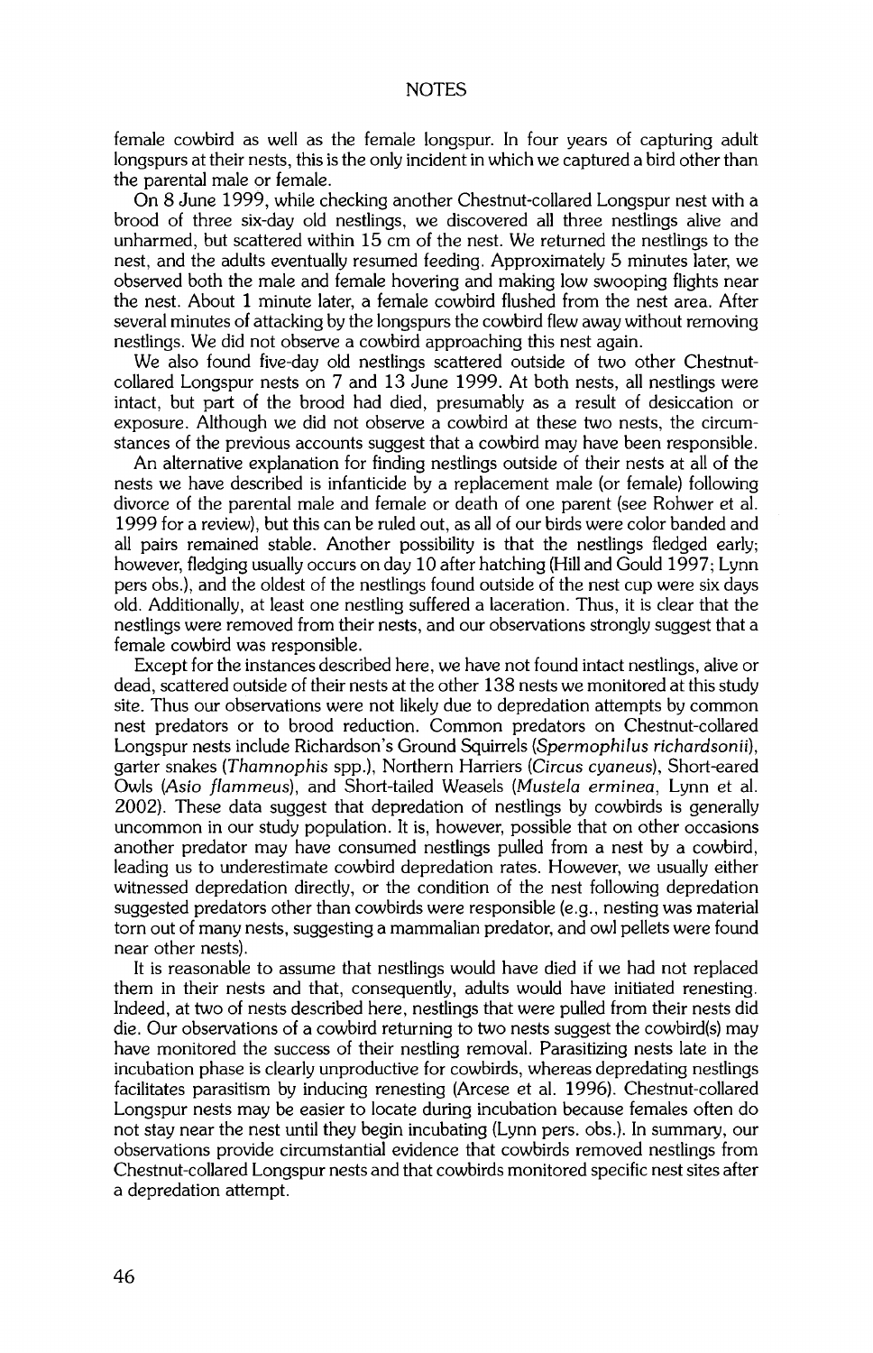female cowbird as well as the female longspur. In four years of capturing adult longspurs at their nests, this is the only incident in which we captured a bird other than the parental male or female.

On 8 June 1999, while checking another Chestnut-collared Longspur nest with a brood of three six-day old nestlings, we discovered all three nestlings alive and unharmed, but scattered within 15 cm of the nest. We returned the nestlings to the nest, and the adults eventually resumed feeding. Approximately 5 minutes later, we observed both the male and female hovering and making low swooping flights near the nest. About 1 minute later, a female cowbird flushed from the nest area. After several minutes of attacking by the longspurs the cowbird flew away without removing nestlings. We did not observe a cowbird approaching this nest again.

We also found five-day old nestlings scattered outside of two other Chestnut-collared Longspur nests on 7 and 13 June 1999. At both nests, all nestlings were intact, but part of the brood had died, presumably as a result of desiccation or exposure. Although we did not observe a cowbird at these two nests, the circumstances of the previous accounts suggest that a cowbird may have been responsible.

An alternative explanation for finding nestlings outside of their nests at all of the nests we have described is infanticide by a replacement male (or female) following divorce of the parental male and female or death of one parent (see Rohwer et al. 1999 for a review), but this can be ruled out, as all of our birds were color banded and all pairs remained stable. Another possibility is that the nestlings fledged early; however, fledging usually occurs on day 10 after hatching (Hill and Gould 1997; Lynn pers obs.), and the oldest of the nestlings found outside of the nest cup were six days old. Additionally, at least one nestling suffered a laceration. Thus, it is clear that the nestlings were removed from their nests, and our observations strongly suggest that a female cowbird was responsible.

Except for the instances described here, we have not found intact nestlings, alive or dead, scattered outside of their nests at the other 138 nests we monitored at this study site. Thus our observations were not likely due to depredation attempts by common nest predators or to brood reduction. Common predators on Chestnut-collared Longspur nests include Richardson's Ground Squirrels (*Spermophilus richardsonii*), garter snakes (*Thamnophis* spp.), Northern Harriers (*Circus cyaneus*), Short-eared Owls (*Asio flammeus*), and Short-tailed Weasels (*Mustela erminea*, Lynn et al. 2002). These data suggest that depredation of nestlings by cowbirds is generally uncommon in our study population. It is, however, possible that on other occasions another predator may have consumed nestlings pulled from a nest by a cowbird, leading us to underestimate cowbird depredation rates. However, we usually either witnessed depredation directly, or the condition of the nest following depredation suggested predators other than cowbirds were responsible (e.g., nesting was material torn out of many nests, suggesting a mammalian predator, and owl pellets were found near other nests).

It is reasonable to assume that nestlings would have died if we had not replaced them in their nests and that, consequently, adults would have initiated renesting. Indeed, at two of nests described here, nestlings that were pulled from their nests did die. Our observations of a cowbird returning to two nests suggest the cowbird(s) may have monitored the success of their nestling removal. Parasitizing nests late in the incubation phase is clearly unproductive for cowbirds, whereas depredating nestlings facilitates parasitism by inducing renesting (Arcese et al. 1996). Chestnut-collared Longspur nests may be easier to locate during incubation because females often do not stay near the nest until they begin incubating (Lynn pers. obs.). In summary, our observations provide circumstantial evidence that cowbirds removed nestlings from Chestnut-collared Longspur nests and that cowbirds monitored specific nest sites after a depredation attempt.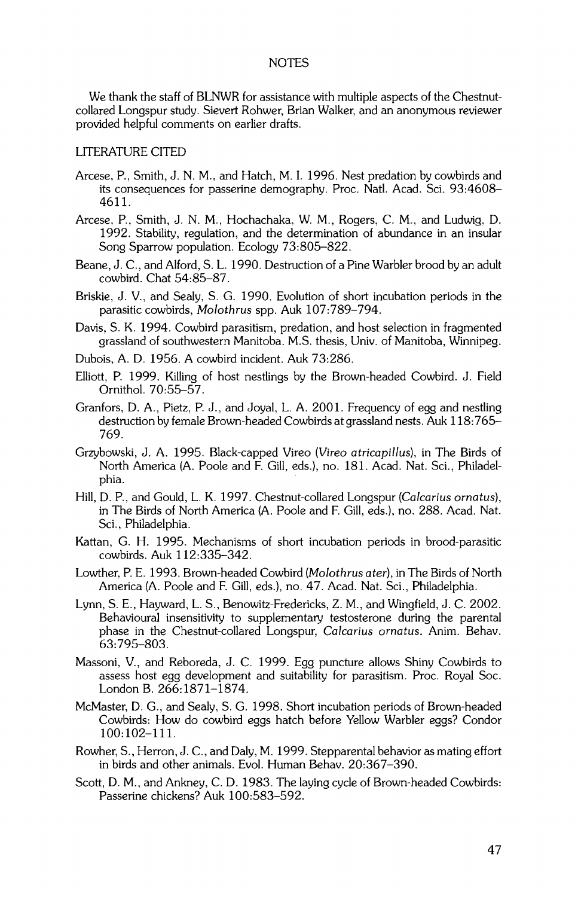We thank the staff of BLNWR for assistance with multiple aspects of the Chestnut-collared Longspur study. Sievert Rohwer, Brian Walker, and an anonymous reviewer provided helpful comments on earlier drafts.

## LITERATURE CITED

Arcese, P., Smith, J. N. M., and Hatch, M. I. 1996. Nest predation by cowbirds and its consequences for passerine demography. Proc. Natl. Acad. Sci. 93:4608–4611.

Arcese, P., Smith, J. N. M., Hochachaka, W. M., Rogers, C. M., and Ludwig, D. 1992. Stability, regulation, and the determination of abundance in an insular Song Sparrow population. Ecology 73:805–822.

Beane, J. C., and Alford, S. L. 1990. Destruction of a Pine Warbler brood by an adult cowbird. Chat 54:85–87.

Briskie, J. V., and Sealy, S. G. 1990. Evolution of short incubation periods in the parasitic cowbirds, *Molothrus* spp. Auk 107:789–794.

Davis, S. K. 1994. Cowbird parasitism, predation, and host selection in fragmented grassland of southwestern Manitoba. M.S. thesis, Univ. of Manitoba, Winnipeg.

Dubois, A. D. 1956. A cowbird incident. Auk 73:286.

Elliott, P. 1999. Killing of host nestlings by the Brown-headed Cowbird. J. Field Ornithol. 70:55–57.

Granfors, D. A., Pietz, P. J., and Joyal, L. A. 2001. Frequency of egg and nestling destruction by female Brown-headed Cowbirds at grassland nests. Auk 118:765–769.

Grzybowski, J. A. 1995. Black-capped Vireo (*Vireo atricapillus*), in The Birds of North America (A. Poole and F. Gill, eds.), no. 181. Acad. Nat. Sci., Philadelphia.

Hill, D. P., and Gould, L. K. 1997. Chestnut-collared Longspur (*Calcarius ornatus*), in The Birds of North America (A. Poole and F. Gill, eds.), no. 288. Acad. Nat. Sci., Philadelphia.

Kattan, G. H. 1995. Mechanisms of short incubation periods in brood-parasitic cowbirds. Auk 112:335–342.

Lowther, P. E. 1993. Brown-headed Cowbird (*Molothrus ater*), in The Birds of North America (A. Poole and F. Gill, eds.), no. 47. Acad. Nat. Sci., Philadelphia.

Lynn, S. E., Hayward, L. S., Benowitz-Fredericks, Z. M., and Wingfield, J. C. 2002. Behavioural insensitivity to supplementary testosterone during the parental phase in the Chestnut-collared Longspur, *Calcarius ornatus*. Anim. Behav. 63:795–803.

Massoni, V., and Reboreda, J. C. 1999. Egg puncture allows Shiny Cowbirds to assess host egg development and suitability for parasitism. Proc. Royal Soc. London B. 266:1871–1874.

McMaster, D. G., and Sealy, S. G. 1998. Short incubation periods of Brown-headed Cowbirds: How do cowbird eggs hatch before Yellow Warbler eggs? Condor 100:102–111.

Rowher, S., Herron, J. C., and Daly, M. 1999. Stepparental behavior as mating effort in birds and other animals. Evol. Human Behav. 20:367–390.

Scott, D. M., and Ankney, C. D. 1983. The laying cycle of Brown-headed Cowbirds: Passerine chickens? Auk 100:583–592.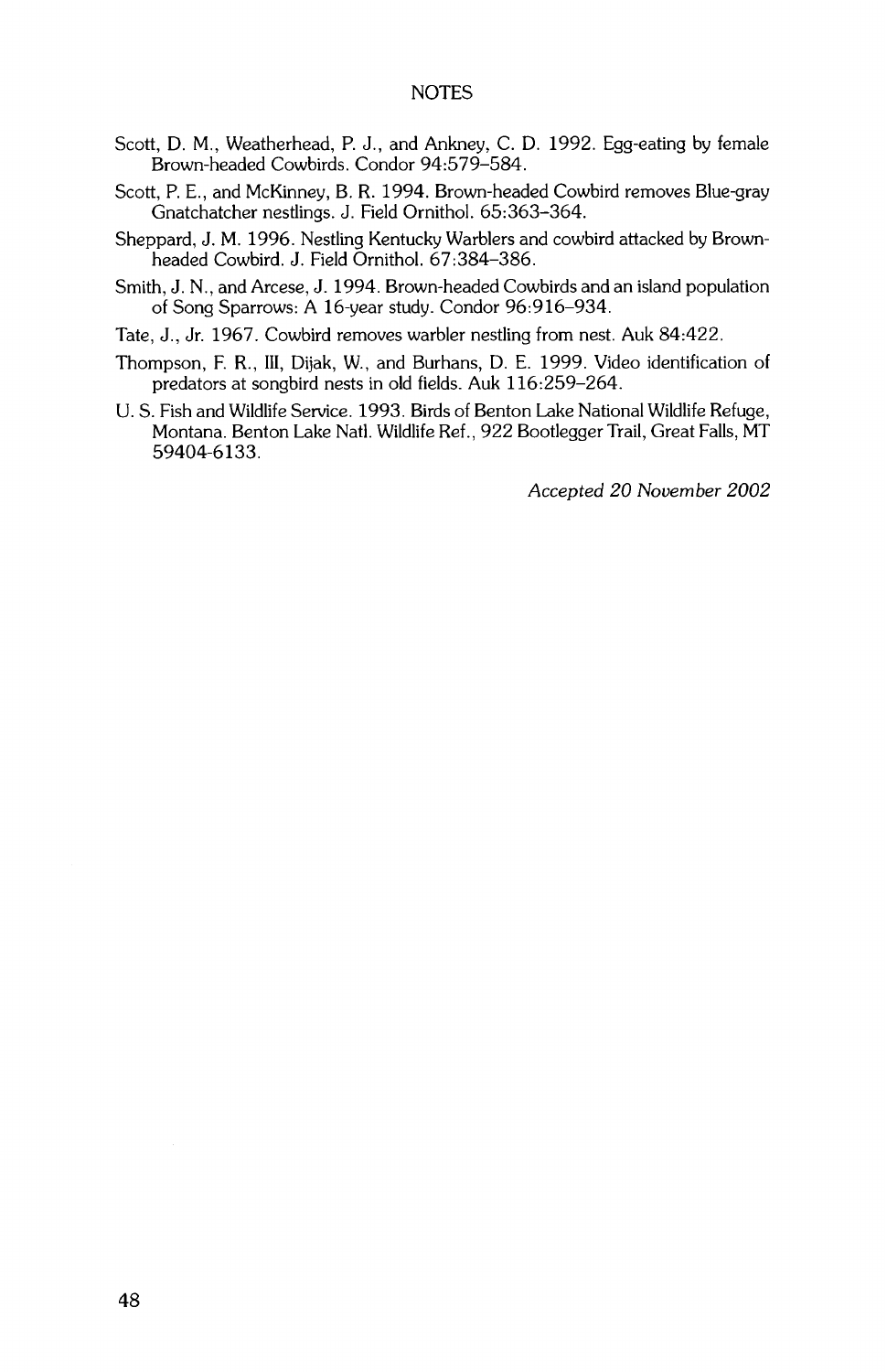Scott, D. M., Weatherhead, P. J., and Ankney, C. D. 1992. Egg-eating by female Brown-headed Cowbirds. Condor 94:579–584.

Scott, P. E., and McKinney, B. R. 1994. Brown-headed Cowbird removes Blue-gray Gnatchatcher nestlings. J. Field Ornithol. 65:363–364.

Sheppard, J. M. 1996. Nestling Kentucky Warblers and cowbird attacked by Brown-headed Cowbird. J. Field Ornithol. 67:384–386.

Smith, J. N., and Arcese, J. 1994. Brown-headed Cowbirds and an island population of Song Sparrows: A 16-year study. Condor 96:916–934.

Tate, J., Jr. 1967. Cowbird removes warbler nestling from nest. Auk 84:422.

Thompson, F. R., III, Dijak, W., and Burhans, D. E. 1999. Video identification of predators at songbird nests in old fields. Auk 116:259–264.

U. S. Fish and Wildlife Service. 1993. Birds of Benton Lake National Wildlife Refuge, Montana. Benton Lake Natl. Wildlife Ref., 922 Bootlegger Trail, Great Falls, MT 59404-6133.

*Accepted 20 November 2002*